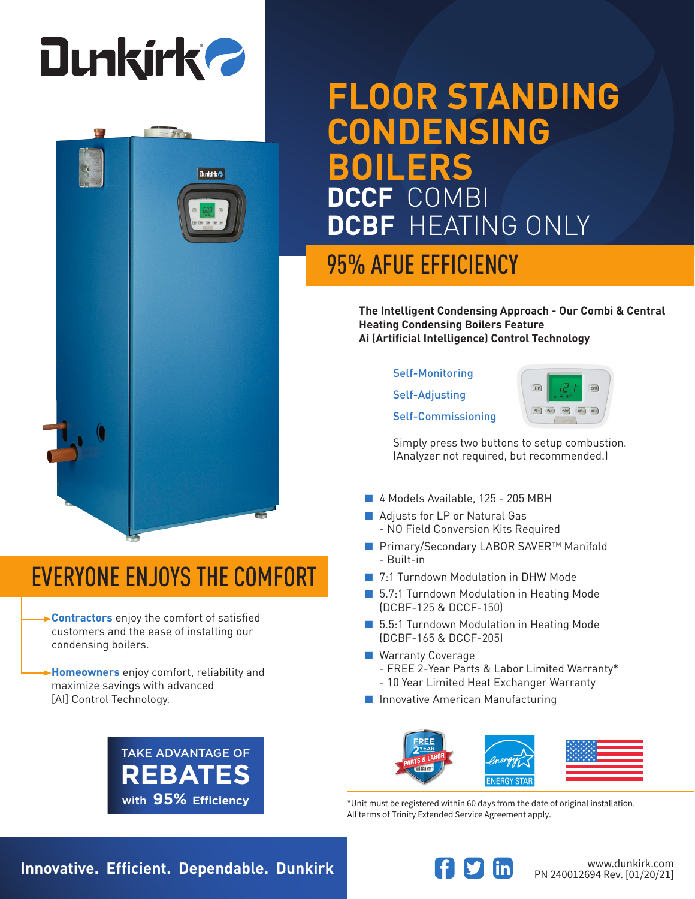Dunkirk

# FLOOR STANDING CONDENSING BOILERS

## DCCF COMBI
## DCBF HEATING ONLY

## 95% AFUE EFFICIENCY

**The Intelligent Condensing Approach - Our Combi & Central Heating Condensing Boilers Feature Ai (Artificial Intelligence) Control Technology**

- Self-Monitoring
- Self-Adjusting
- Self-Commissioning

Simply press two buttons to setup combustion. (Analyzer not required, but recommended.)

- 4 Models Available, 125 - 205 MBH
- Adjusts for LP or Natural Gas
  - NO Field Conversion Kits Required
- Primary/Secondary LABOR SAVER™ Manifold
  - Built-in
- 7:1 Turndown Modulation in DHW Mode
- 5.7:1 Turndown Modulation in Heating Mode (DCBF-125 & DCCF-150)
- 5.5:1 Turndown Modulation in Heating Mode (DCBF-165 & DCCF-205)
- Warranty Coverage
  - FREE 2-Year Parts & Labor Limited Warranty*
  - 10 Year Limited Heat Exchanger Warranty
- Innovative American Manufacturing

## EVERYONE ENJOYS THE COMFORT

**Contractors** enjoy the comfort of satisfied customers and the ease of installing our condensing boilers.

**Homeowners** enjoy comfort, reliability and maximize savings with advanced [AI] Control Technology.

TAKE ADVANTAGE OF **REBATES** with **95%** Efficiency

FREE 2 YEAR PARTS & LABOR WARRANTY

ENERGY STAR

*Unit must be registered within 60 days from the date of original installation. All terms of Trinity Extended Service Agreement apply.

**Innovative. Efficient. Dependable. Dunkirk**

www.dunkirk.com
PN 240012694 Rev. [01/20/21]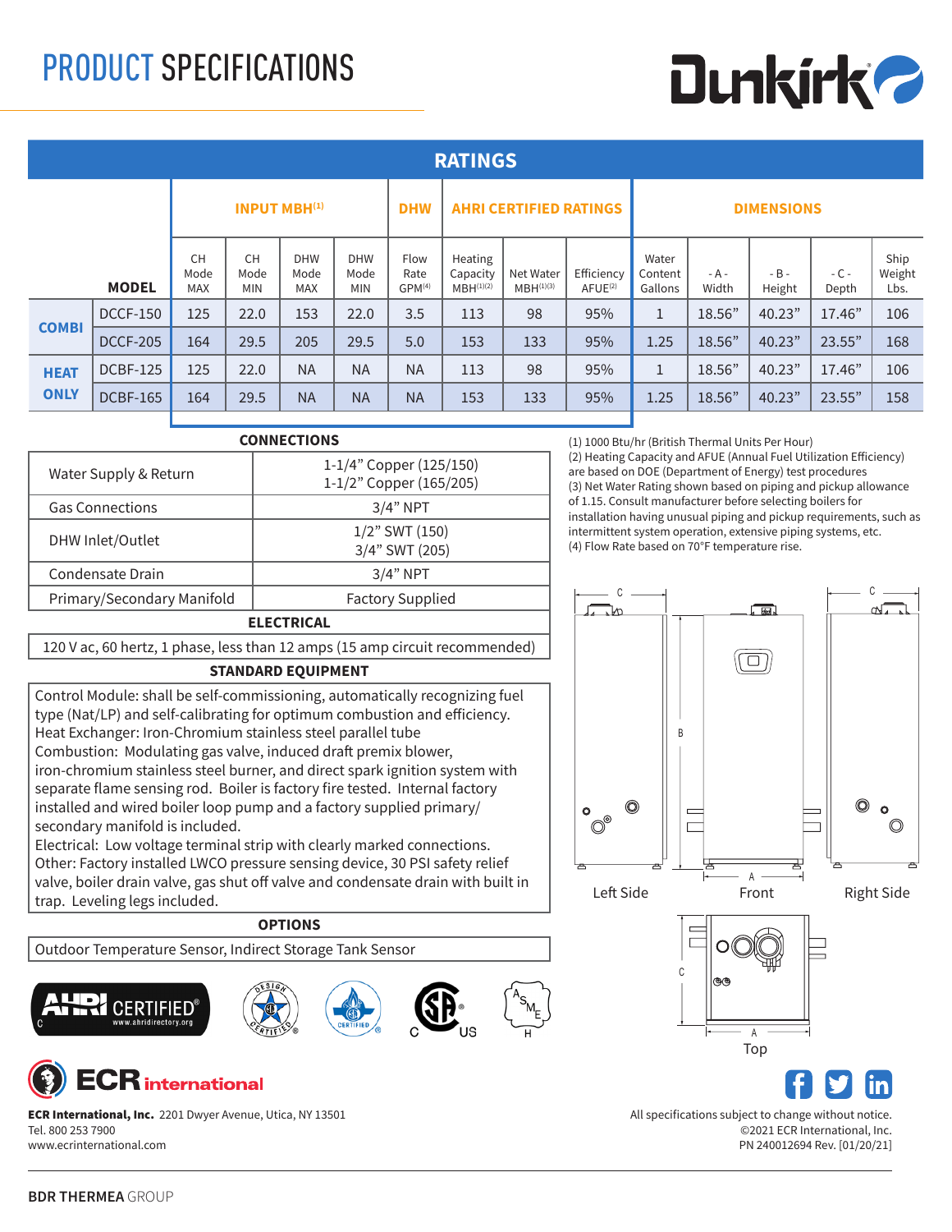# PRODUCT SPECIFICATIONS

## RATINGS

| | MODEL | INPUT MBH[1] | | | | DHW | AHRI CERTIFIED RATINGS | | | DIMENSIONS | | | | |
|---|---|---|---|---|---|---|---|---|---|---|---|---|---|---|
| | | CH Mode MAX | CH Mode MIN | DHW Mode MAX | DHW Mode MIN | Flow Rate GPM[4] | Heating Capacity MBH[1][2] | Net Water MBH[1][3] | Efficiency AFUE[2] | Water Content Gallons | - A - Width | - B - Height | - C - Depth | Ship Weight Lbs. |
| COMBI | DCCF-150 | 125 | 22.0 | 153 | 22.0 | 3.5 | 113 | 98 | 95% | 1 | 18.56" | 40.23" | 17.46" | 106 |
| COMBI | DCCF-205 | 164 | 29.5 | 205 | 29.5 | 5.0 | 153 | 133 | 95% | 1.25 | 18.56" | 40.23" | 23.55" | 168 |
| HEAT ONLY | DCBF-125 | 125 | 22.0 | NA | NA | NA | 113 | 98 | 95% | 1 | 18.56" | 40.23" | 17.46" | 106 |
| HEAT ONLY | DCBF-165 | 164 | 29.5 | NA | NA | NA | 153 | 133 | 95% | 1.25 | 18.56" | 40.23" | 23.55" | 158 |

(1) 1000 Btu/hr (British Thermal Units Per Hour)
(2) Heating Capacity and AFUE (Annual Fuel Utilization Efficiency) are based on DOE (Department of Energy) test procedures
(3) Net Water Rating shown based on piping and pickup allowance of 1.15. Consult manufacturer before selecting boilers for installation having unusual piping and pickup requirements, such as intermittent system operation, extensive piping systems, etc.
(4) Flow Rate based on 70°F temperature rise.

### CONNECTIONS

| | |
|---|---|
| Water Supply & Return | 1-1/4" Copper (125/150)<br>1-1/2" Copper (165/205) |
| Gas Connections | 3/4" NPT |
| DHW Inlet/Outlet | 1/2" SWT (150)<br>3/4" SWT (205) |
| Condensate Drain | 3/4" NPT |
| Primary/Secondary Manifold | Factory Supplied |

### ELECTRICAL

120 V ac, 60 hertz, 1 phase, less than 12 amps (15 amp circuit recommended)

### STANDARD EQUIPMENT

Control Module: shall be self-commissioning, automatically recognizing fuel type (Nat/LP) and self-calibrating for optimum combustion and efficiency.
Heat Exchanger: Iron-Chromium stainless steel parallel tube
Combustion: Modulating gas valve, induced draft premix blower, iron-chromium stainless steel burner, and direct spark ignition system with separate flame sensing rod. Boiler is factory fire tested. Internal factory installed and wired boiler loop pump and a factory supplied primary/secondary manifold is included.
Electrical: Low voltage terminal strip with clearly marked connections.
Other: Factory installed LWCO pressure sensing device, 30 PSI safety relief valve, boiler drain valve, gas shut off valve and condensate drain with built in trap. Leveling legs included.

### OPTIONS

Outdoor Temperature Sensor, Indirect Storage Tank Sensor

Left Side
Front
Right Side
Top

**ECR International, Inc.** 2201 Dwyer Avenue, Utica, NY 13501
Tel. 800 253 7900
www.ecrinternational.com

All specifications subject to change without notice.
©2021 ECR International, Inc.
PN 240012694 Rev. [01/20/21]

**BDR THERMEA** GROUP